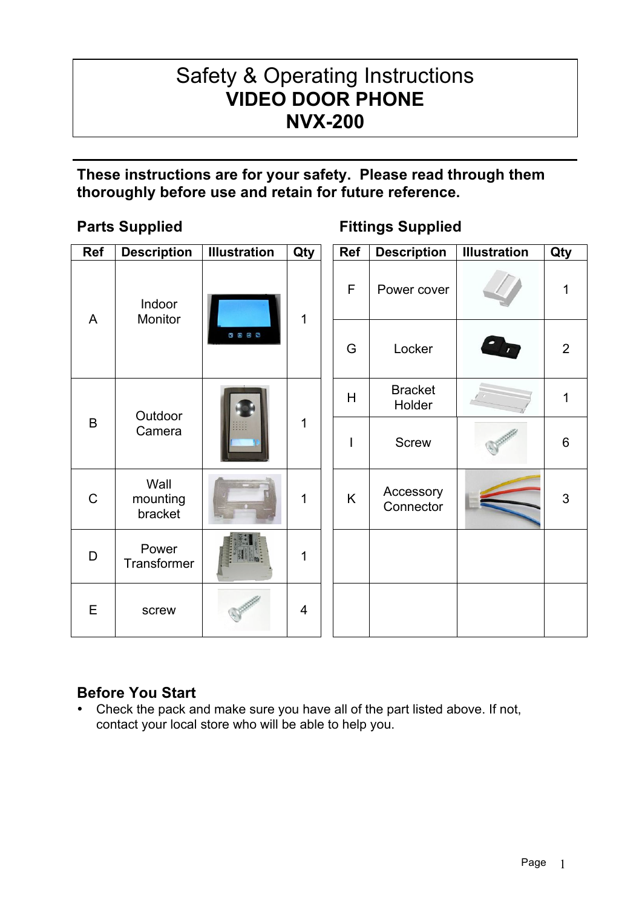# Safety & Operating Instructions
# VIDEO DOOR PHONE
# NVX-200

**These instructions are for your safety. Please read through them thoroughly before use and retain for future reference.**

## Parts Supplied

| Ref | Description | Illustration | Qty |
|---|---|---|---|
| A | Indoor Monitor | | 1 |
| B | Outdoor Camera | | 1 |
| C | Wall mounting bracket | | 1 |
| D | Power Transformer | | 1 |
| E | screw | | 4 |

## Fittings Supplied

| Ref | Description | Illustration | Qty |
|---|---|---|---|
| F | Power cover | | 1 |
| G | Locker | | 2 |
| H | Bracket Holder | | 1 |
| I | Screw | | 6 |
| K | Accessory Connector | | 3 |
| | | | |
| | | | |

## Before You Start

- Check the pack and make sure you have all of the part listed above. If not, contact your local store who will be able to help you.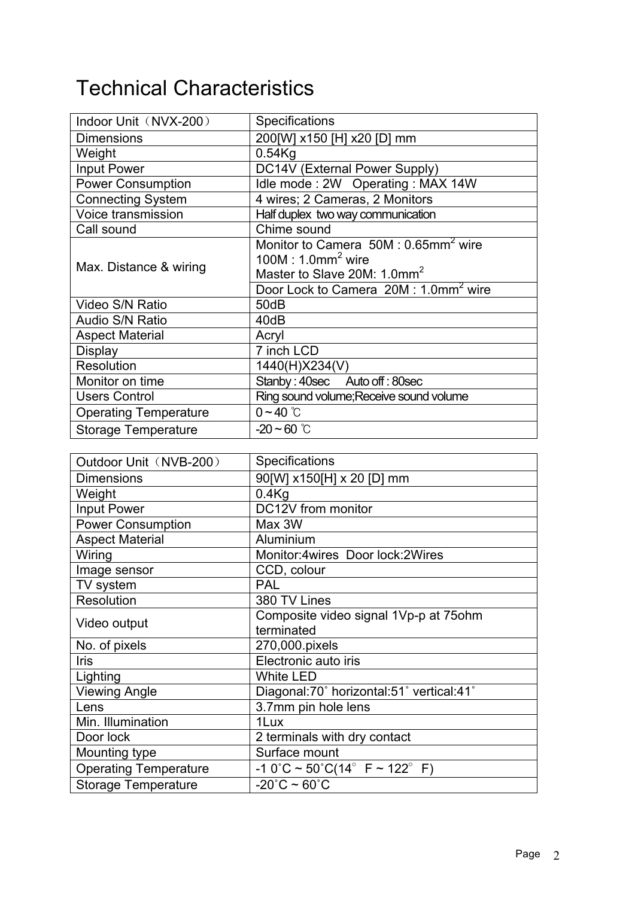# Technical Characteristics

| Indoor Unit（NVX-200） | Specifications |
|---|---|
| Dimensions | 200[W] x150 [H] x20 [D] mm |
| Weight | 0.54Kg |
| Input Power | DC14V (External Power Supply) |
| Power Consumption | Idle mode : 2W   Operating : MAX 14W |
| Connecting System | 4 wires; 2 Cameras, 2 Monitors |
| Voice transmission | Half duplex  two way communication |
| Call sound | Chime sound |
| Max. Distance & wiring | Monitor to Camera  50M : 0.65mm$^2$ wire 100M : 1.0mm$^2$ wire Master to Slave 20M: 1.0mm$^2$ |
| | Door Lock to Camera  20M : 1.0mm$^2$ wire |
| Video S/N Ratio | 50dB |
| Audio S/N Ratio | 40dB |
| Aspect Material | Acryl |
| Display | 7 inch LCD |
| Resolution | 1440(H)X234(V) |
| Monitor on time | Stanby : 40sec     Auto off : 80sec |
| Users Control | Ring sound volume;Receive sound volume |
| Operating Temperature | 0 ~ 40 ℃ |
| Storage Temperature | -20 ~ 60 ℃ |

| Outdoor Unit（NVB-200） | Specifications |
|---|---|
| Dimensions | 90[W] x150[H] x 20 [D] mm |
| Weight | 0.4Kg |
| Input Power | DC12V from monitor |
| Power Consumption | Max 3W |
| Aspect Material | Aluminium |
| Wiring | Monitor:4wires  Door lock:2Wires |
| Image sensor | CCD, colour |
| TV system | PAL |
| Resolution | 380 TV Lines |
| Video output | Composite video signal 1Vp-p at 75ohm terminated |
| No. of pixels | 270,000.pixels |
| Iris | Electronic auto iris |
| Lighting | White LED |
| Viewing Angle | Diagonal:70˚ horizontal:51˚ vertical:41˚ |
| Lens | 3.7mm pin hole lens |
| Min. Illumination | 1Lux |
| Door lock | 2 terminals with dry contact |
| Mounting type | Surface mount |
| Operating Temperature | -1 0˚C ~ 50˚C(14° F ~ 122° F) |
| Storage Temperature | -20˚C ~ 60˚C |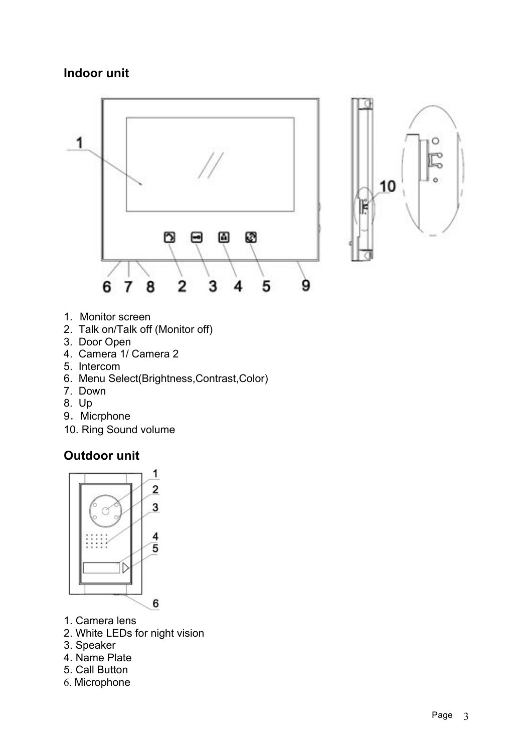## Indoor unit

1. Monitor screen
2. Talk on/Talk off (Monitor off)
3. Door Open
4. Camera 1/ Camera 2
5. Intercom
6. Menu Select(Brightness,Contrast,Color)
7. Down
8. Up
9. Micrphone
10. Ring Sound volume

## Outdoor unit

1. Camera lens
2. White LEDs for night vision
3. Speaker
4. Name Plate
5. Call Button
6. Microphone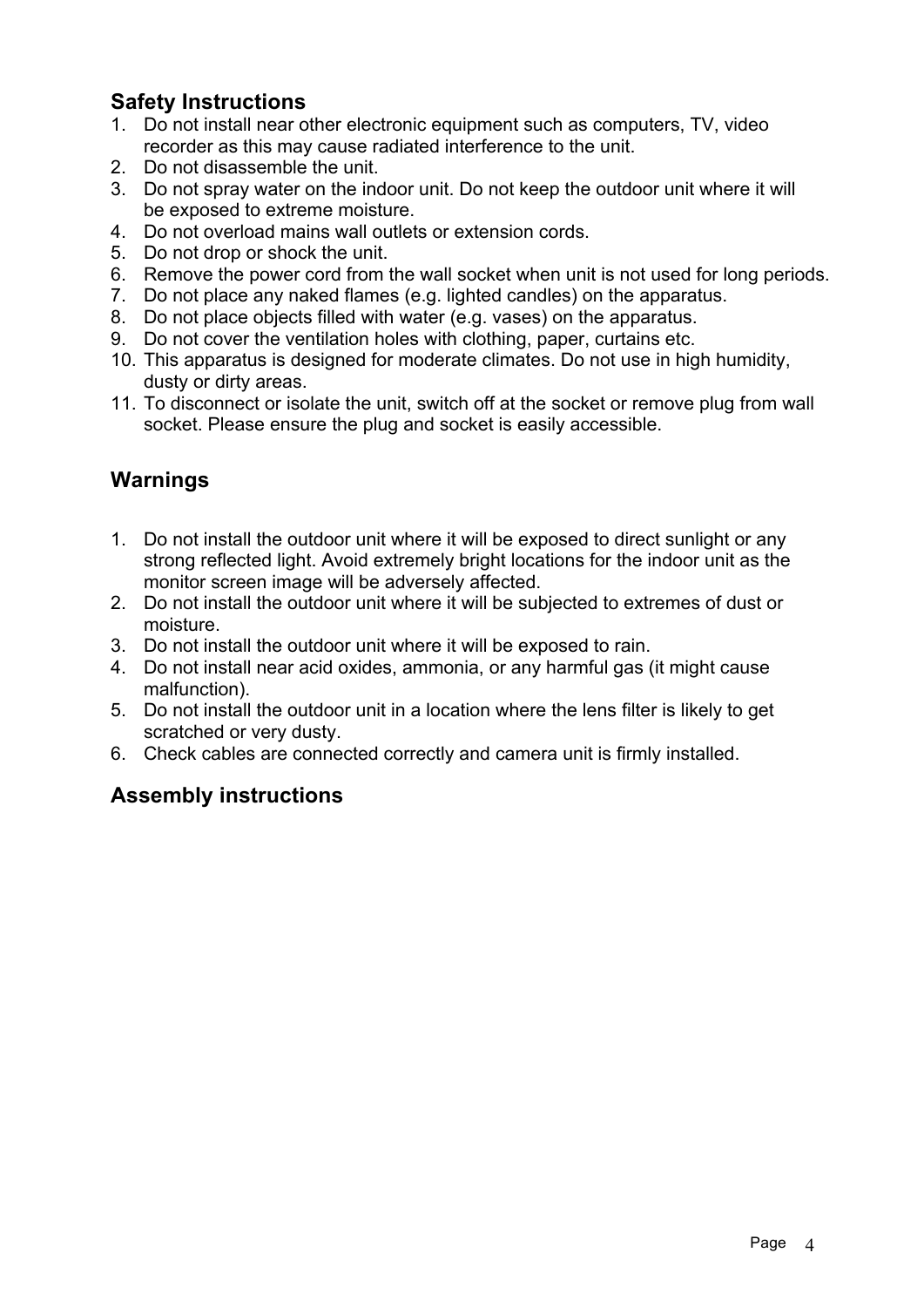## Safety Instructions

1. Do not install near other electronic equipment such as computers, TV, video recorder as this may cause radiated interference to the unit.
2. Do not disassemble the unit.
3. Do not spray water on the indoor unit. Do not keep the outdoor unit where it will be exposed to extreme moisture.
4. Do not overload mains wall outlets or extension cords.
5. Do not drop or shock the unit.
6. Remove the power cord from the wall socket when unit is not used for long periods.
7. Do not place any naked flames (e.g. lighted candles) on the apparatus.
8. Do not place objects filled with water (e.g. vases) on the apparatus.
9. Do not cover the ventilation holes with clothing, paper, curtains etc.
10. This apparatus is designed for moderate climates. Do not use in high humidity, dusty or dirty areas.
11. To disconnect or isolate the unit, switch off at the socket or remove plug from wall socket. Please ensure the plug and socket is easily accessible.

## Warnings

1. Do not install the outdoor unit where it will be exposed to direct sunlight or any strong reflected light. Avoid extremely bright locations for the indoor unit as the monitor screen image will be adversely affected.
2. Do not install the outdoor unit where it will be subjected to extremes of dust or moisture.
3. Do not install the outdoor unit where it will be exposed to rain.
4. Do not install near acid oxides, ammonia, or any harmful gas (it might cause malfunction).
5. Do not install the outdoor unit in a location where the lens filter is likely to get scratched or very dusty.
6. Check cables are connected correctly and camera unit is firmly installed.

## Assembly instructions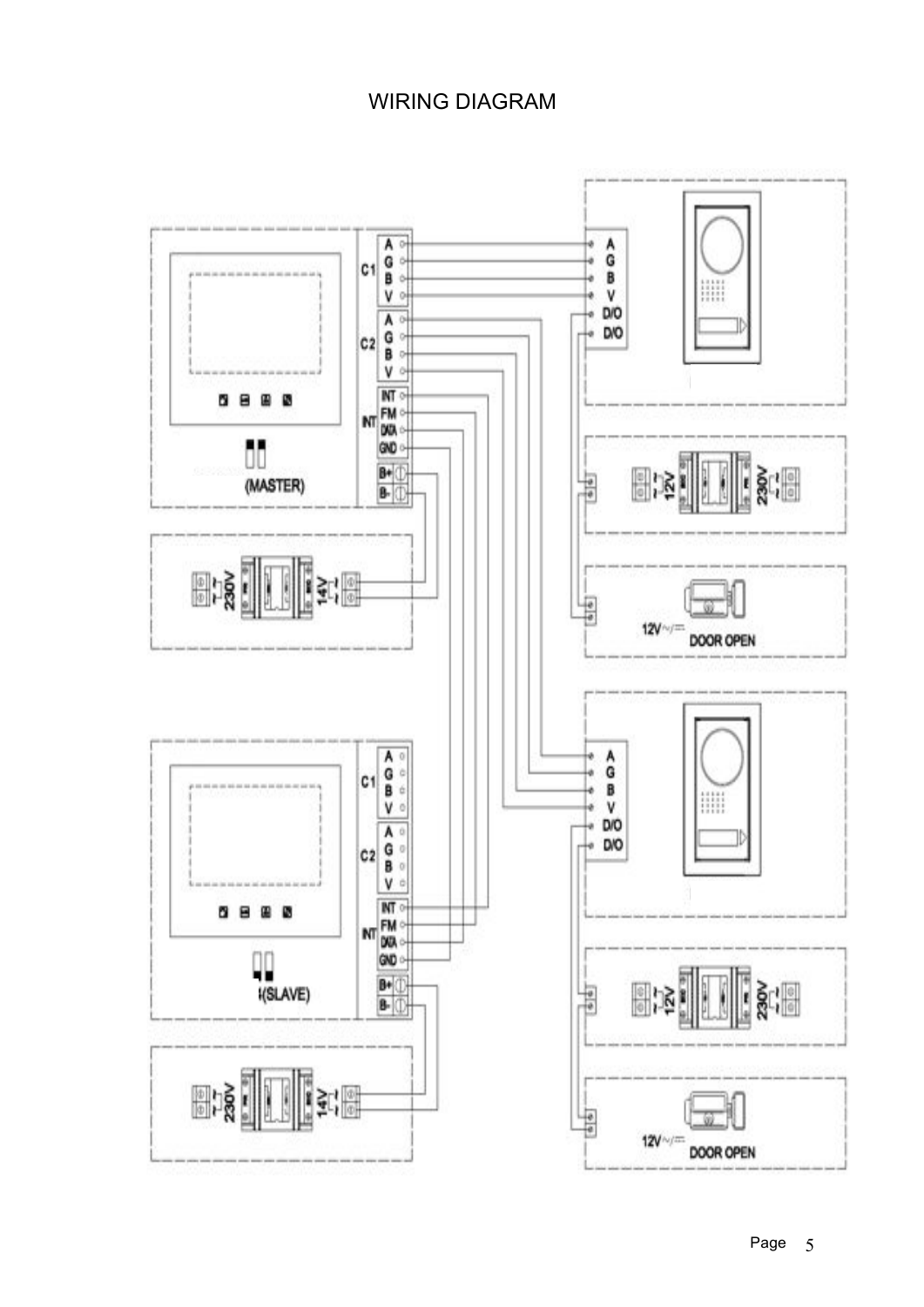# WIRING DIAGRAM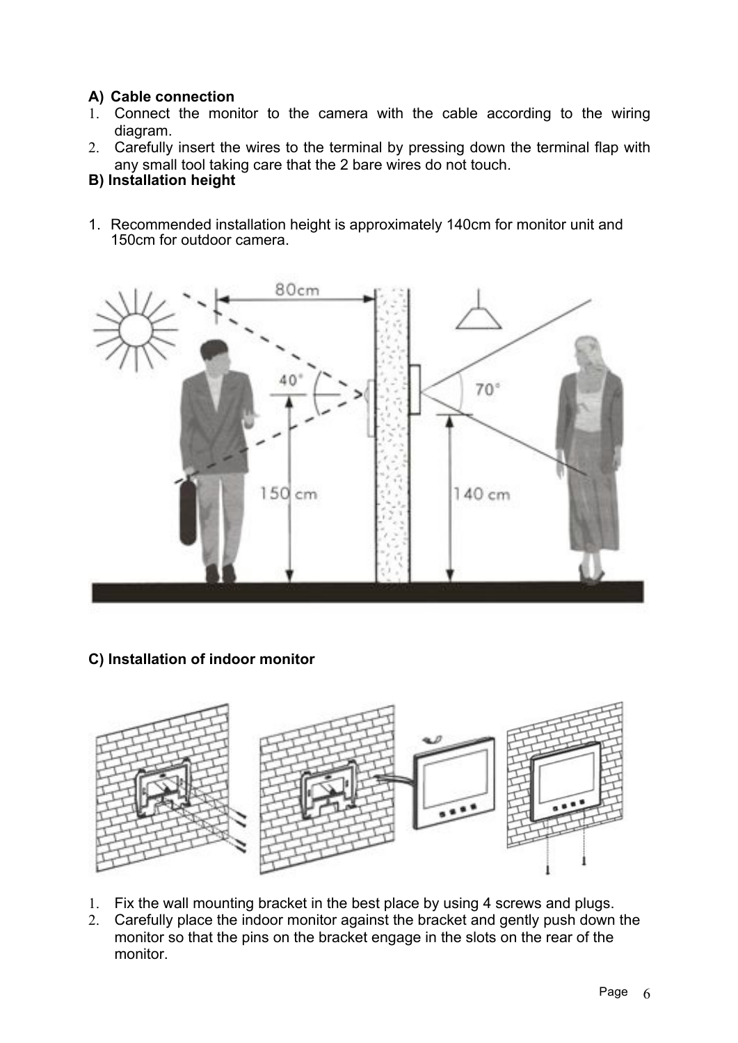**A) Cable connection**

1. Connect the monitor to the camera with the cable according to the wiring diagram.
2. Carefully insert the wires to the terminal by pressing down the terminal flap with any small tool taking care that the 2 bare wires do not touch.

**B) Installation height**

1. Recommended installation height is approximately 140cm for monitor unit and 150cm for outdoor camera.

**C) Installation of indoor monitor**

1. Fix the wall mounting bracket in the best place by using 4 screws and plugs.
2. Carefully place the indoor monitor against the bracket and gently push down the monitor so that the pins on the bracket engage in the slots on the rear of the monitor.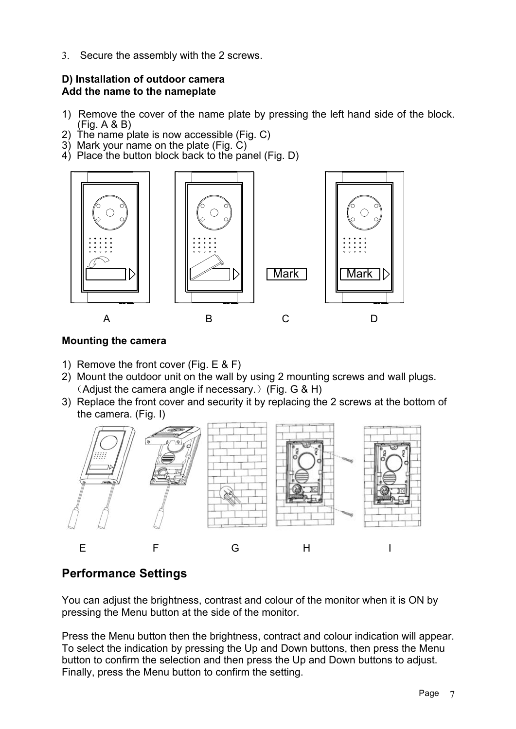3. Secure the assembly with the 2 screws.

**D) Installation of outdoor camera**
**Add the name to the nameplate**

1) Remove the cover of the name plate by pressing the left hand side of the block. (Fig. A & B)
2) The name plate is now accessible (Fig. C)
3) Mark your name on the plate (Fig. C)
4) Place the button block back to the panel (Fig. D)

A B C D

**Mounting the camera**

1) Remove the front cover (Fig. E & F)
2) Mount the outdoor unit on the wall by using 2 mounting screws and wall plugs. （Adjust the camera angle if necessary.）(Fig. G & H)
3) Replace the front cover and security it by replacing the 2 screws at the bottom of the camera. (Fig. I)

E F G H I

## Performance Settings

You can adjust the brightness, contrast and colour of the monitor when it is ON by pressing the Menu button at the side of the monitor.

Press the Menu button then the brightness, contract and colour indication will appear. To select the indication by pressing the Up and Down buttons, then press the Menu button to confirm the selection and then press the Up and Down buttons to adjust. Finally, press the Menu button to confirm the setting.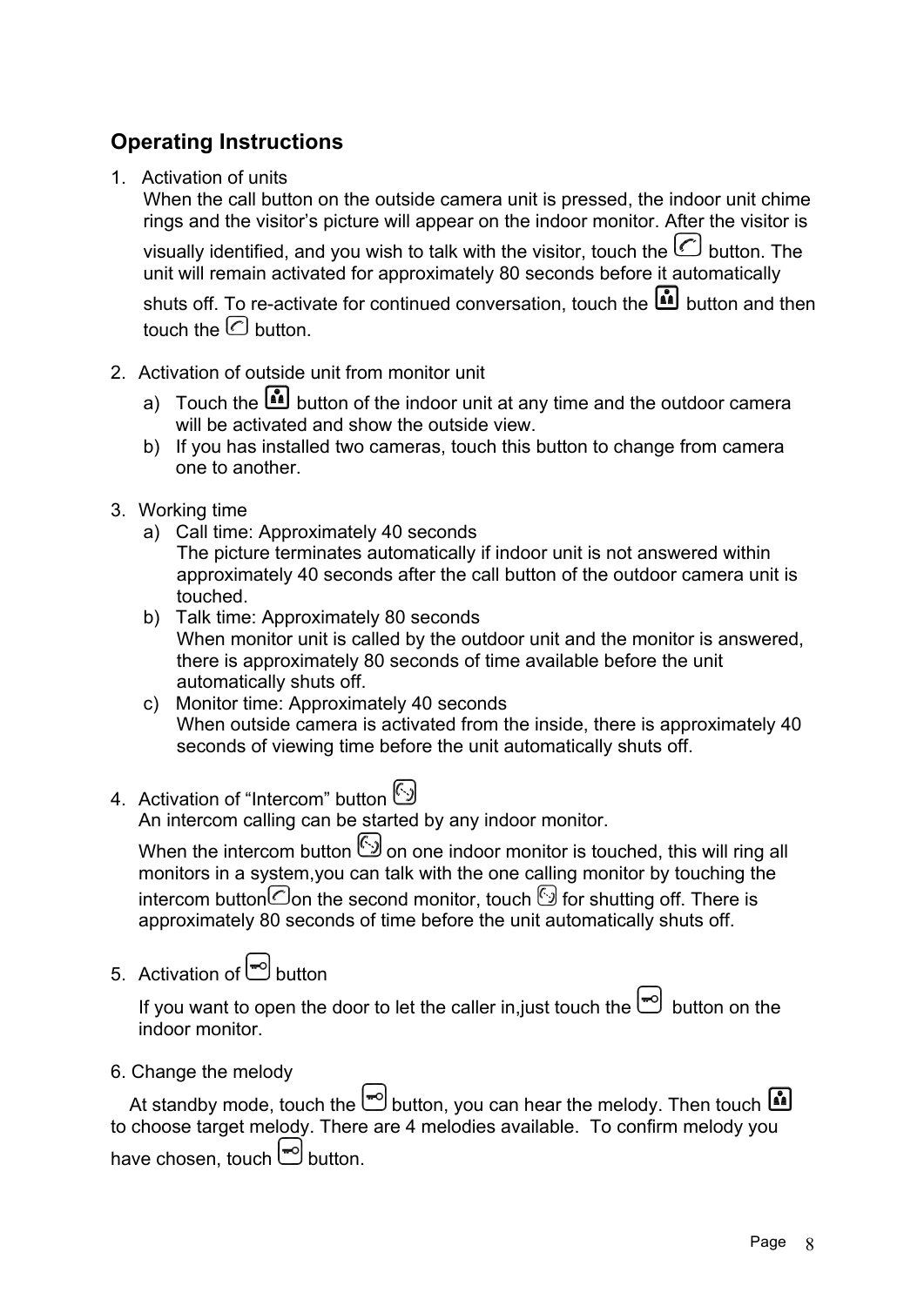## Operating Instructions

1. Activation of units
   When the call button on the outside camera unit is pressed, the indoor unit chime rings and the visitor's picture will appear on the indoor monitor. After the visitor is visually identified, and you wish to talk with the visitor, touch the  button. The unit will remain activated for approximately 80 seconds before it automatically shuts off. To re-activate for continued conversation, touch the  button and then touch the  button.

2. Activation of outside unit from monitor unit
   a) Touch the  button of the indoor unit at any time and the outdoor camera will be activated and show the outside view.
   b) If you has installed two cameras, touch this button to change from camera one to another.

3. Working time
   a) Call time: Approximately 40 seconds
      The picture terminates automatically if indoor unit is not answered within approximately 40 seconds after the call button of the outdoor camera unit is touched.
   b) Talk time: Approximately 80 seconds
      When monitor unit is called by the outdoor unit and the monitor is answered, there is approximately 80 seconds of time available before the unit automatically shuts off.
   c) Monitor time: Approximately 40 seconds
      When outside camera is activated from the inside, there is approximately 40 seconds of viewing time before the unit automatically shuts off.

4. Activation of "Intercom" button
   An intercom calling can be started by any indoor monitor.
   When the intercom button  on one indoor monitor is touched, this will ring all monitors in a system,you can talk with the one calling monitor by touching the intercom button on the second monitor, touch  for shutting off. There is approximately 80 seconds of time before the unit automatically shuts off.

5. Activation of  button
   If you want to open the door to let the caller in,just touch the  button on the indoor monitor.

6. Change the melody
   At standby mode, touch the  button, you can hear the melody. Then touch  to choose target melody. There are 4 melodies available. To confirm melody you have chosen, touch  button.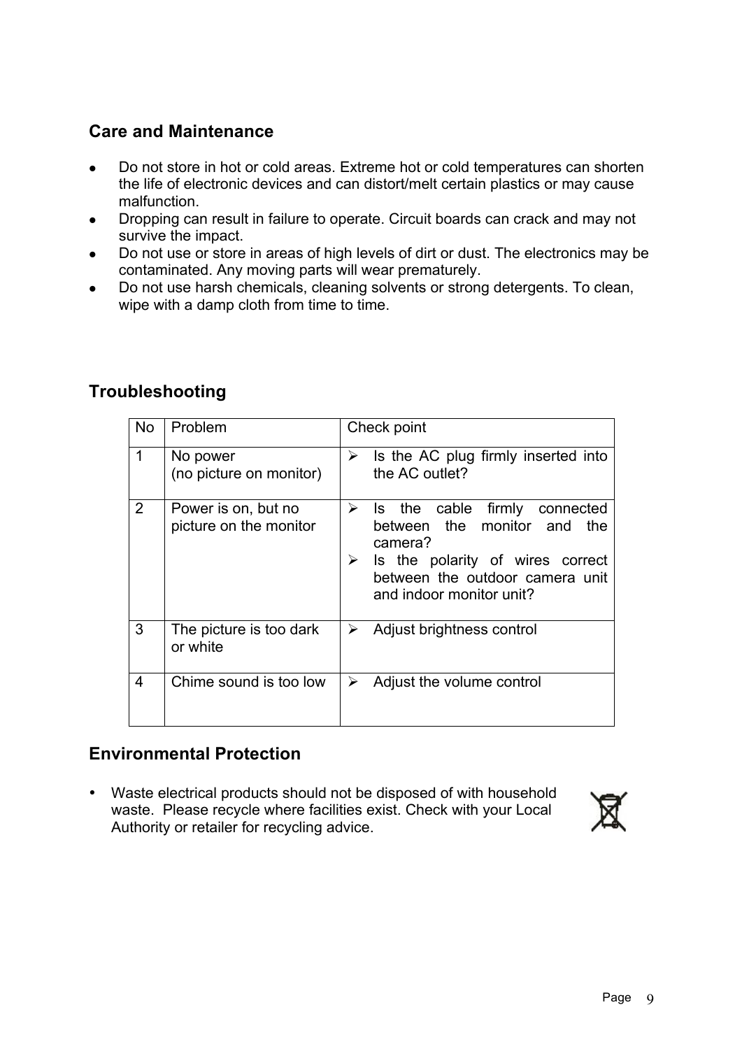## Care and Maintenance

- Do not store in hot or cold areas. Extreme hot or cold temperatures can shorten the life of electronic devices and can distort/melt certain plastics or may cause malfunction.
- Dropping can result in failure to operate. Circuit boards can crack and may not survive the impact.
- Do not use or store in areas of high levels of dirt or dust. The electronics may be contaminated. Any moving parts will wear prematurely.
- Do not use harsh chemicals, cleaning solvents or strong detergents. To clean, wipe with a damp cloth from time to time.

## Troubleshooting

| No | Problem | Check point |
|---|---|---|
| 1 | No power (no picture on monitor) | ➢ Is the AC plug firmly inserted into the AC outlet? |
| 2 | Power is on, but no picture on the monitor | ➢ Is the cable firmly connected between the monitor and the camera?<br>➢ Is the polarity of wires correct between the outdoor camera unit and indoor monitor unit? |
| 3 | The picture is too dark or white | ➢ Adjust brightness control |
| 4 | Chime sound is too low | ➢ Adjust the volume control |

## Environmental Protection

- Waste electrical products should not be disposed of with household waste. Please recycle where facilities exist. Check with your Local Authority or retailer for recycling advice.